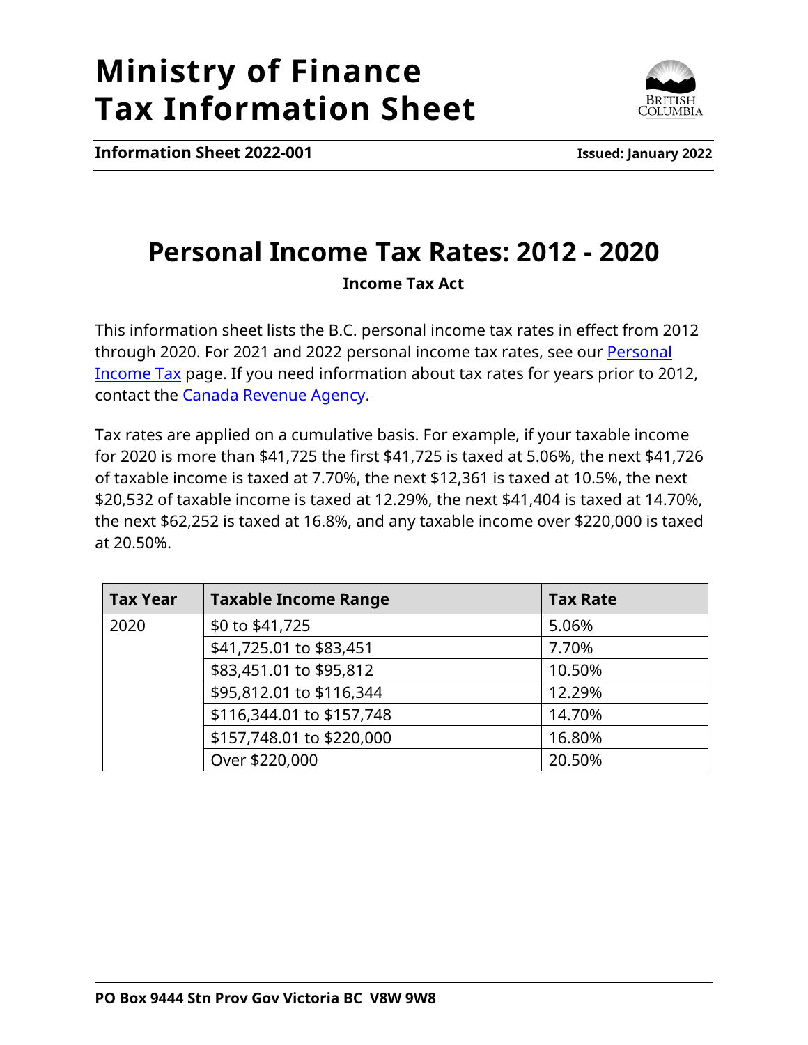# Ministry of Finance
# Tax Information Sheet

**Information Sheet 2022-001** **Issued: January 2022**

## Personal Income Tax Rates: 2012 - 2020

**Income Tax Act**

This information sheet lists the B.C. personal income tax rates in effect from 2012 through 2020. For 2021 and 2022 personal income tax rates, see our [Personal Income Tax](#) page. If you need information about tax rates for years prior to 2012, contact the [Canada Revenue Agency](#).

Tax rates are applied on a cumulative basis. For example, if your taxable income for 2020 is more than $41,725 the first $41,725 is taxed at 5.06%, the next $41,726 of taxable income is taxed at 7.70%, the next $12,361 is taxed at 10.5%, the next $20,532 of taxable income is taxed at 12.29%, the next $41,404 is taxed at 14.70%, the next $62,252 is taxed at 16.8%, and any taxable income over $220,000 is taxed at 20.50%.

| Tax Year | Taxable Income Range | Tax Rate |
|---|---|---|
| 2020 | $0 to $41,725 | 5.06% |
| | $41,725.01 to $83,451 | 7.70% |
| | $83,451.01 to $95,812 | 10.50% |
| | $95,812.01 to $116,344 | 12.29% |
| | $116,344.01 to $157,748 | 14.70% |
| | $157,748.01 to $220,000 | 16.80% |
| | Over $220,000 | 20.50% |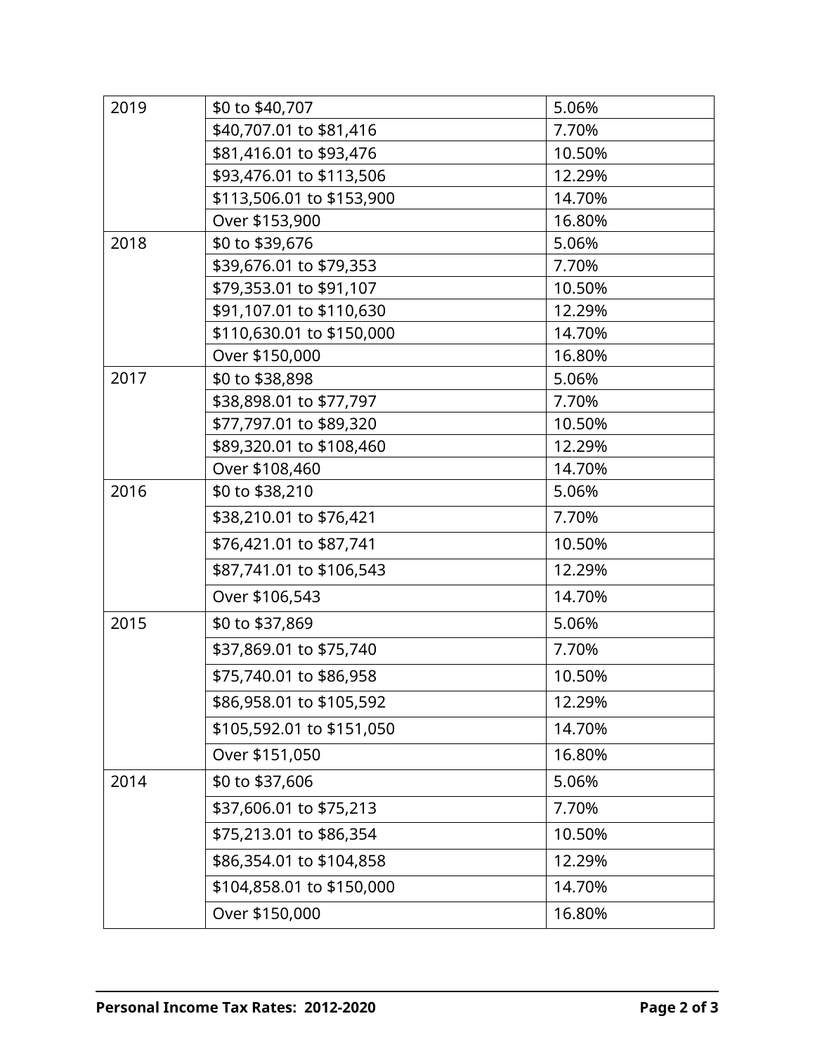| | | |
|---|---|---|
| 2019 | $0 to $40,707 | 5.06% |
| | $40,707.01 to $81,416 | 7.70% |
| | $81,416.01 to $93,476 | 10.50% |
| | $93,476.01 to $113,506 | 12.29% |
| | $113,506.01 to $153,900 | 14.70% |
| | Over $153,900 | 16.80% |
| 2018 | $0 to $39,676 | 5.06% |
| | $39,676.01 to $79,353 | 7.70% |
| | $79,353.01 to $91,107 | 10.50% |
| | $91,107.01 to $110,630 | 12.29% |
| | $110,630.01 to $150,000 | 14.70% |
| | Over $150,000 | 16.80% |
| 2017 | $0 to $38,898 | 5.06% |
| | $38,898.01 to $77,797 | 7.70% |
| | $77,797.01 to $89,320 | 10.50% |
| | $89,320.01 to $108,460 | 12.29% |
| | Over $108,460 | 14.70% |
| 2016 | $0 to $38,210 | 5.06% |
| | $38,210.01 to $76,421 | 7.70% |
| | $76,421.01 to $87,741 | 10.50% |
| | $87,741.01 to $106,543 | 12.29% |
| | Over $106,543 | 14.70% |
| 2015 | $0 to $37,869 | 5.06% |
| | $37,869.01 to $75,740 | 7.70% |
| | $75,740.01 to $86,958 | 10.50% |
| | $86,958.01 to $105,592 | 12.29% |
| | $105,592.01 to $151,050 | 14.70% |
| | Over $151,050 | 16.80% |
| 2014 | $0 to $37,606 | 5.06% |
| | $37,606.01 to $75,213 | 7.70% |
| | $75,213.01 to $86,354 | 10.50% |
| | $86,354.01 to $104,858 | 12.29% |
| | $104,858.01 to $150,000 | 14.70% |
| | Over $150,000 | 16.80% |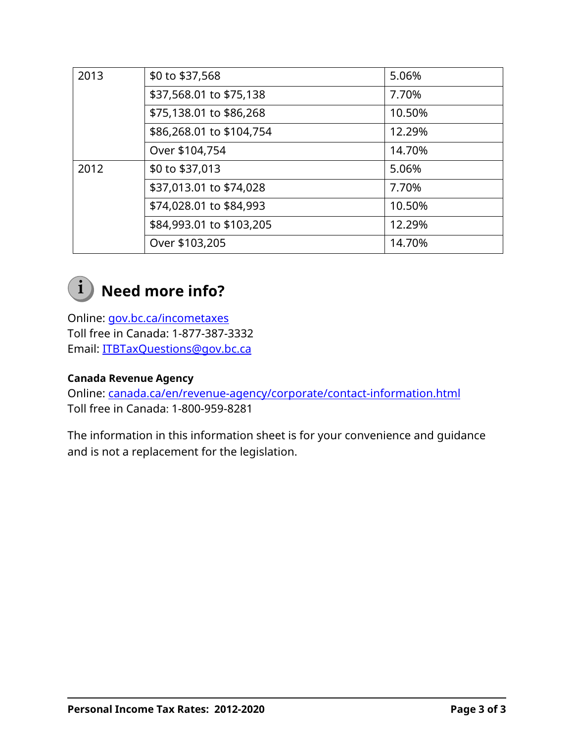| | | |
|---|---|---|
| 2013 | $0 to $37,568 | 5.06% |
| | $37,568.01 to $75,138 | 7.70% |
| | $75,138.01 to $86,268 | 10.50% |
| | $86,268.01 to $104,754 | 12.29% |
| | Over $104,754 | 14.70% |
| 2012 | $0 to $37,013 | 5.06% |
| | $37,013.01 to $74,028 | 7.70% |
| | $74,028.01 to $84,993 | 10.50% |
| | $84,993.01 to $103,205 | 12.29% |
| | Over $103,205 | 14.70% |

## Need more info?

Online: [gov.bc.ca/incometaxes](gov.bc.ca/incometaxes)
Toll free in Canada: 1-877-387-3332
Email: [ITBTaxQuestions@gov.bc.ca](mailto:ITBTaxQuestions@gov.bc.ca)

**Canada Revenue Agency**
Online: [canada.ca/en/revenue-agency/corporate/contact-information.html](canada.ca/en/revenue-agency/corporate/contact-information.html)
Toll free in Canada: 1-800-959-8281

The information in this information sheet is for your convenience and guidance and is not a replacement for the legislation.